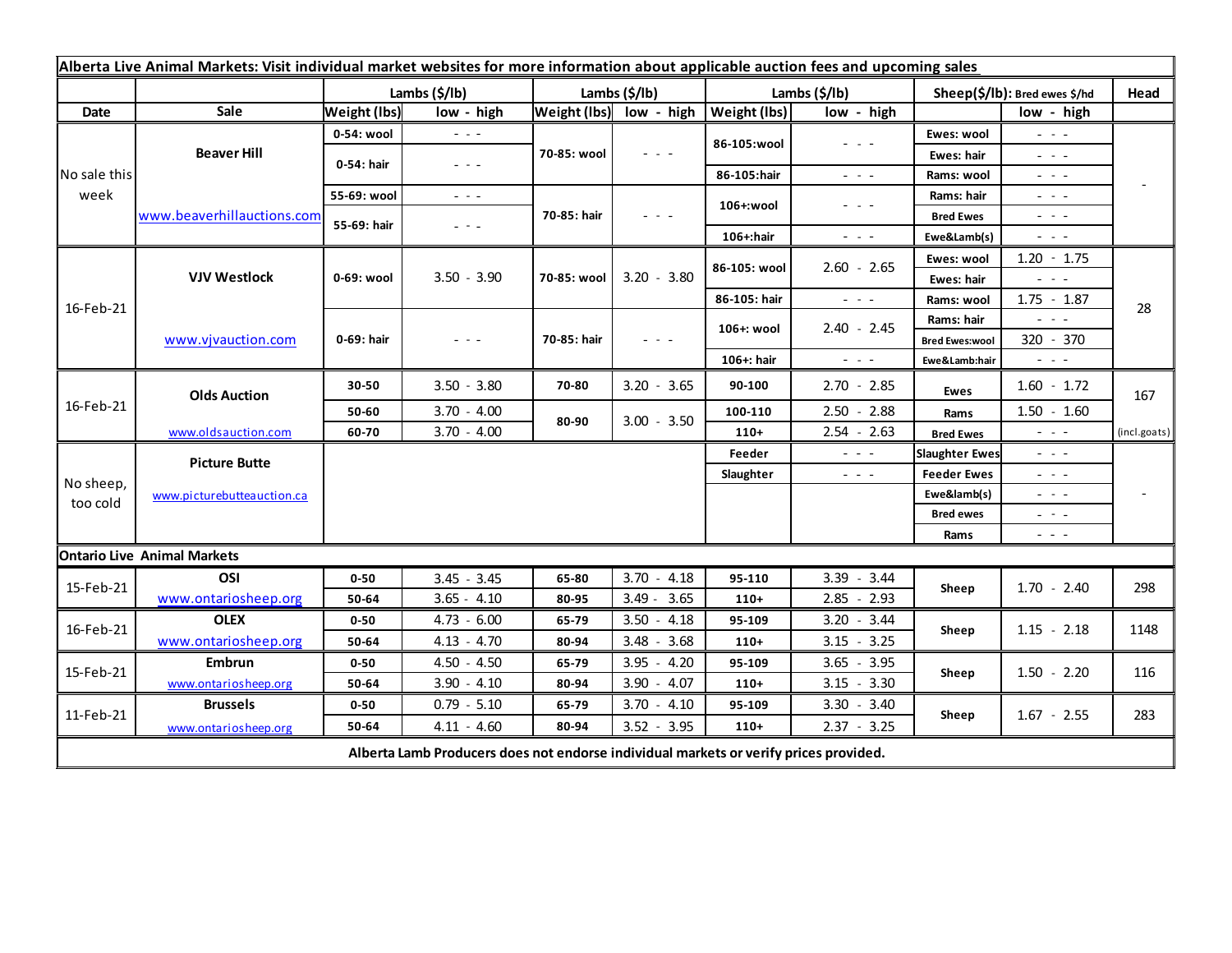**Alberta Live Animal Markets: Visit individual market websites for more information about applicable auction fees and upcoming sales**

| Date | Sale | Lambs ($/lb) Weight (lbs) | low - high | Lambs ($/lb) Weight (lbs) | low - high | Lambs ($/lb) Weight (lbs) | low - high | Sheep($/lb): Bred ewes $/hd | low - high | Head |
|---|---|---|---|---|---|---|---|---|---|---|
| No sale this week | Beaver Hill | 0-54: wool | - - - | 70-85: wool | - - - | 86-105:wool | - - - | Ewes: wool | - - - | - |
| | | 0-54: hair | - - - | | | | | Ewes: hair | - - - | |
| | | | | | | 86-105:hair | - - - | Rams: wool | - - - | |
| | www.beaverhillauctions.com | 55-69: wool | - - - | 70-85: hair | - - - | 106+:wool | - - - | Rams: hair | - - - | |
| | | 55-69: hair | - - - | | | | | Bred Ewes | - - - | |
| | | | | | | 106+:hair | - - - | Ewe&Lamb(s) | - - - | |
| 16-Feb-21 | VJV Westlock | 0-69: wool | 3.50 - 3.90 | 70-85: wool | 3.20 - 3.80 | 86-105: wool | 2.60 - 2.65 | Ewes: wool | 1.20 - 1.75 | 28 |
| | | | | | | | | Ewes: hair | - - - | |
| | | | | | | 86-105: hair | - - - | Rams: wool | 1.75 - 1.87 | |
| | www.vjvauction.com | 0-69: hair | - - - | 70-85: hair | - - - | 106+: wool | 2.40 - 2.45 | Rams: hair | - - - | |
| | | | | | | | | Bred Ewes:wool | 320 - 370 | |
| | | | | | | 106+: hair | - - - | Ewe&Lamb:hair | - - - | |
| 16-Feb-21 | Olds Auction | 30-50 | 3.50 - 3.80 | 70-80 | 3.20 - 3.65 | 90-100 | 2.70 - 2.85 | Ewes | 1.60 - 1.72 | 167 |
| | | 50-60 | 3.70 - 4.00 | 80-90 | 3.00 - 3.50 | 100-110 | 2.50 - 2.88 | Rams | 1.50 - 1.60 | |
| | www.oldsauction.com | 60-70 | 3.70 - 4.00 | | | 110+ | 2.54 - 2.63 | Bred Ewes | - - - | (incl.goats) |
| No sheep, too cold | Picture Butte | | | | | Feeder | - - - | Slaughter Ewes | - - - | - |
| | | | | | | Slaughter | - - - | Feeder Ewes | - - - | |
| | www.picturebutteauction.ca | | | | | | | Ewe&lamb(s) | - - - | |
| | | | | | | | | Bred ewes | - - - | |
| | | | | | | | | Rams | - - - | |
| **Ontario Live Animal Markets** | | | | | | | | | | |
| 15-Feb-21 | OSI | 0-50 | 3.45 - 3.45 | 65-80 | 3.70 - 4.18 | 95-110 | 3.39 - 3.44 | Sheep | 1.70 - 2.40 | 298 |
| | www.ontariosheep.org | 50-64 | 3.65 - 4.10 | 80-95 | 3.49 - 3.65 | 110+ | 2.85 - 2.93 | | | |
| 16-Feb-21 | OLEX | 0-50 | 4.73 - 6.00 | 65-79 | 3.50 - 4.18 | 95-109 | 3.20 - 3.44 | Sheep | 1.15 - 2.18 | 1148 |
| | www.ontariosheep.org | 50-64 | 4.13 - 4.70 | 80-94 | 3.48 - 3.68 | 110+ | 3.15 - 3.25 | | | |
| 15-Feb-21 | Embrun | 0-50 | 4.50 - 4.50 | 65-79 | 3.95 - 4.20 | 95-109 | 3.65 - 3.95 | Sheep | 1.50 - 2.20 | 116 |
| | www.ontariosheep.org | 50-64 | 3.90 - 4.10 | 80-94 | 3.90 - 4.07 | 110+ | 3.15 - 3.30 | | | |
| 11-Feb-21 | Brussels | 0-50 | 0.79 - 5.10 | 65-79 | 3.70 - 4.10 | 95-109 | 3.30 - 3.40 | Sheep | 1.67 - 2.55 | 283 |
| | www.ontariosheep.org | 50-64 | 4.11 - 4.60 | 80-94 | 3.52 - 3.95 | 110+ | 2.37 - 3.25 | | | |

**Alberta Lamb Producers does not endorse individual markets or verify prices provided.**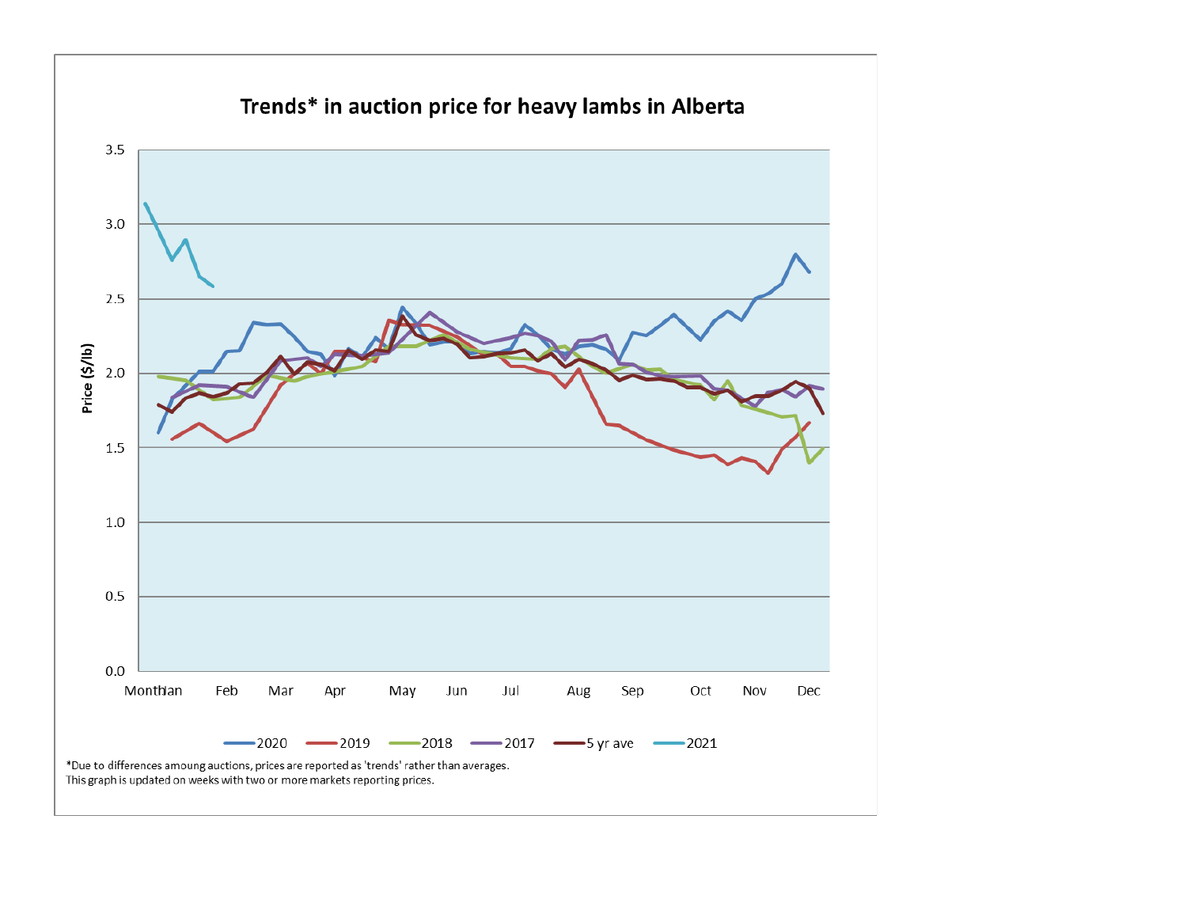# Trends* in auction price for heavy lambs in Alberta

Price ($/lb)

3.5
3.0
2.5
2.0
1.5
1.0
0.5
0.0

Month Jan Feb Mar Apr May Jun Jul Aug Sep Oct Nov Dec

2020 2019 2018 2017 5 yr ave 2021

*Due to differences amoung auctions, prices are reported as 'trends' rather than averages.
This graph is updated on weeks with two or more markets reporting prices.